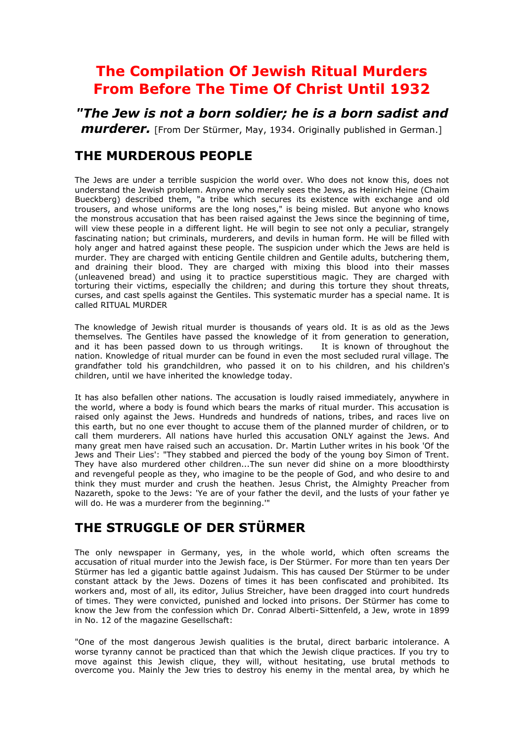# The Compilation Of Jewish Ritual Murders From Before The Time Of Christ Until 1932

***"The Jew is not a born soldier; he is a born sadist and murderer.*** [From Der Stürmer, May, 1934. Originally published in German.]

## THE MURDEROUS PEOPLE

The Jews are under a terrible suspicion the world over. Who does not know this, does not understand the Jewish problem. Anyone who merely sees the Jews, as Heinrich Heine (Chaim Bueckberg) described them, "a tribe which secures its existence with exchange and old trousers, and whose uniforms are the long noses," is being misled. But anyone who knows the monstrous accusation that has been raised against the Jews since the beginning of time, will view these people in a different light. He will begin to see not only a peculiar, strangely fascinating nation; but criminals, murderers, and devils in human form. He will be filled with holy anger and hatred against these people. The suspicion under which the Jews are held is murder. They are charged with enticing Gentile children and Gentile adults, butchering them, and draining their blood. They are charged with mixing this blood into their masses (unleavened bread) and using it to practice superstitious magic. They are charged with torturing their victims, especially the children; and during this torture they shout threats, curses, and cast spells against the Gentiles. This systematic murder has a special name. It is called RITUAL MURDER

The knowledge of Jewish ritual murder is thousands of years old. It is as old as the Jews themselves. The Gentiles have passed the knowledge of it from generation to generation, and it has been passed down to us through writings. It is known of throughout the nation. Knowledge of ritual murder can be found in even the most secluded rural village. The grandfather told his grandchildren, who passed it on to his children, and his children's children, until we have inherited the knowledge today.

It has also befallen other nations. The accusation is loudly raised immediately, anywhere in the world, where a body is found which bears the marks of ritual murder. This accusation is raised only against the Jews. Hundreds and hundreds of nations, tribes, and races live on this earth, but no one ever thought to accuse them of the planned murder of children, or to call them murderers. All nations have hurled this accusation ONLY against the Jews. And many great men have raised such an accusation. Dr. Martin Luther writes in his book 'Of the Jews and Their Lies': "They stabbed and pierced the body of the young boy Simon of Trent. They have also murdered other children...The sun never did shine on a more bloodthirsty and revengeful people as they, who imagine to be the people of God, and who desire to and think they must murder and crush the heathen. Jesus Christ, the Almighty Preacher from Nazareth, spoke to the Jews: 'Ye are of your father the devil, and the lusts of your father ye will do. He was a murderer from the beginning.'"

## THE STRUGGLE OF DER STÜRMER

The only newspaper in Germany, yes, in the whole world, which often screams the accusation of ritual murder into the Jewish face, is Der Stürmer. For more than ten years Der Stürmer has led a gigantic battle against Judaism. This has caused Der Stürmer to be under constant attack by the Jews. Dozens of times it has been confiscated and prohibited. Its workers and, most of all, its editor, Julius Streicher, have been dragged into court hundreds of times. They were convicted, punished and locked into prisons. Der Stürmer has come to know the Jew from the confession which Dr. Conrad Alberti-Sittenfeld, a Jew, wrote in 1899 in No. 12 of the magazine Gesellschaft:

"One of the most dangerous Jewish qualities is the brutal, direct barbaric intolerance. A worse tyranny cannot be practiced than that which the Jewish clique practices. If you try to move against this Jewish clique, they will, without hesitating, use brutal methods to overcome you. Mainly the Jew tries to destroy his enemy in the mental area, by which he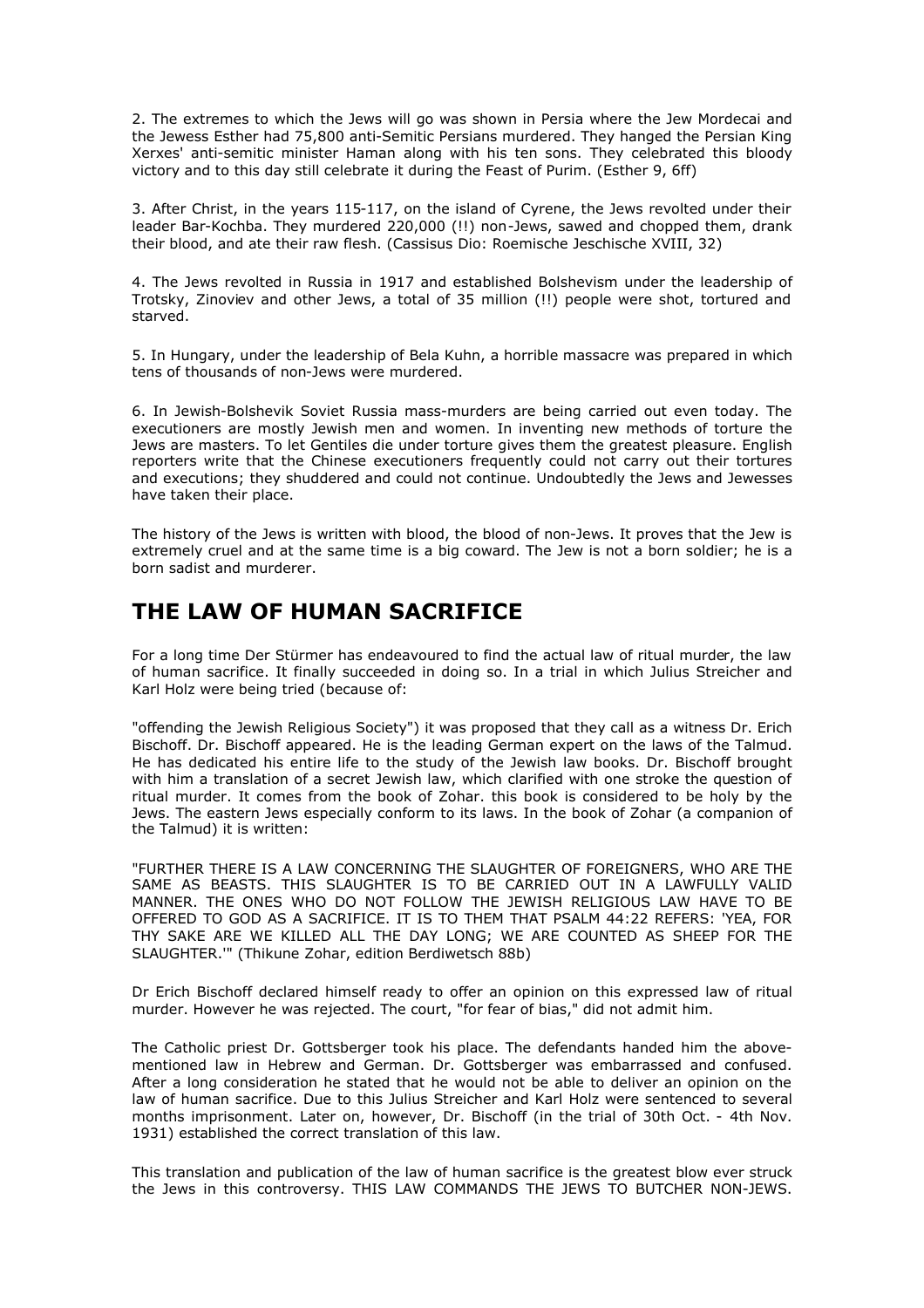2. The extremes to which the Jews will go was shown in Persia where the Jew Mordecai and the Jewess Esther had 75,800 anti-Semitic Persians murdered. They hanged the Persian King Xerxes' anti-semitic minister Haman along with his ten sons. They celebrated this bloody victory and to this day still celebrate it during the Feast of Purim. (Esther 9, 6ff)

3. After Christ, in the years 115-117, on the island of Cyrene, the Jews revolted under their leader Bar-Kochba. They murdered 220,000 (!!) non-Jews, sawed and chopped them, drank their blood, and ate their raw flesh. (Cassisus Dio: Roemische Jeschische XVIII, 32)

4. The Jews revolted in Russia in 1917 and established Bolshevism under the leadership of Trotsky, Zinoviev and other Jews, a total of 35 million (!!) people were shot, tortured and starved.

5. In Hungary, under the leadership of Bela Kuhn, a horrible massacre was prepared in which tens of thousands of non-Jews were murdered.

6. In Jewish-Bolshevik Soviet Russia mass-murders are being carried out even today. The executioners are mostly Jewish men and women. In inventing new methods of torture the Jews are masters. To let Gentiles die under torture gives them the greatest pleasure. English reporters write that the Chinese executioners frequently could not carry out their tortures and executions; they shuddered and could not continue. Undoubtedly the Jews and Jewesses have taken their place.

The history of the Jews is written with blood, the blood of non-Jews. It proves that the Jew is extremely cruel and at the same time is a big coward. The Jew is not a born soldier; he is a born sadist and murderer.

## THE LAW OF HUMAN SACRIFICE

For a long time Der Stürmer has endeavoured to find the actual law of ritual murder, the law of human sacrifice. It finally succeeded in doing so. In a trial in which Julius Streicher and Karl Holz were being tried (because of:

"offending the Jewish Religious Society") it was proposed that they call as a witness Dr. Erich Bischoff. Dr. Bischoff appeared. He is the leading German expert on the laws of the Talmud. He has dedicated his entire life to the study of the Jewish law books. Dr. Bischoff brought with him a translation of a secret Jewish law, which clarified with one stroke the question of ritual murder. It comes from the book of Zohar. this book is considered to be holy by the Jews. The eastern Jews especially conform to its laws. In the book of Zohar (a companion of the Talmud) it is written:

"FURTHER THERE IS A LAW CONCERNING THE SLAUGHTER OF FOREIGNERS, WHO ARE THE SAME AS BEASTS. THIS SLAUGHTER IS TO BE CARRIED OUT IN A LAWFULLY VALID MANNER. THE ONES WHO DO NOT FOLLOW THE JEWISH RELIGIOUS LAW HAVE TO BE OFFERED TO GOD AS A SACRIFICE. IT IS TO THEM THAT PSALM 44:22 REFERS: 'YEA, FOR THY SAKE ARE WE KILLED ALL THE DAY LONG; WE ARE COUNTED AS SHEEP FOR THE SLAUGHTER.'" (Thikune Zohar, edition Berdiwetsch 88b)

Dr Erich Bischoff declared himself ready to offer an opinion on this expressed law of ritual murder. However he was rejected. The court, "for fear of bias," did not admit him.

The Catholic priest Dr. Gottsberger took his place. The defendants handed him the above-mentioned law in Hebrew and German. Dr. Gottsberger was embarrassed and confused. After a long consideration he stated that he would not be able to deliver an opinion on the law of human sacrifice. Due to this Julius Streicher and Karl Holz were sentenced to several months imprisonment. Later on, however, Dr. Bischoff (in the trial of 30th Oct. - 4th Nov. 1931) established the correct translation of this law.

This translation and publication of the law of human sacrifice is the greatest blow ever struck the Jews in this controversy. THIS LAW COMMANDS THE JEWS TO BUTCHER NON-JEWS.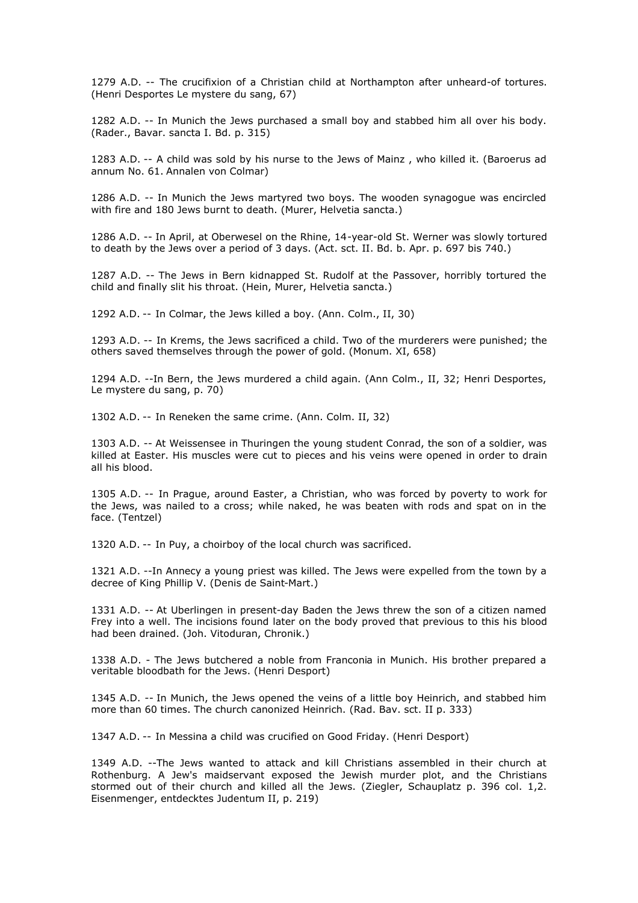1279 A.D. -- The crucifixion of a Christian child at Northampton after unheard-of tortures. (Henri Desportes Le mystere du sang, 67)

1282 A.D. -- In Munich the Jews purchased a small boy and stabbed him all over his body. (Rader., Bavar. sancta I. Bd. p. 315)

1283 A.D. -- A child was sold by his nurse to the Jews of Mainz , who killed it. (Baroerus ad annum No. 61. Annalen von Colmar)

1286 A.D. -- In Munich the Jews martyred two boys. The wooden synagogue was encircled with fire and 180 Jews burnt to death. (Murer, Helvetia sancta.)

1286 A.D. -- In April, at Oberwesel on the Rhine, 14-year-old St. Werner was slowly tortured to death by the Jews over a period of 3 days. (Act. sct. II. Bd. b. Apr. p. 697 bis 740.)

1287 A.D. -- The Jews in Bern kidnapped St. Rudolf at the Passover, horribly tortured the child and finally slit his throat. (Hein, Murer, Helvetia sancta.)

1292 A.D. -- In Colmar, the Jews killed a boy. (Ann. Colm., II, 30)

1293 A.D. -- In Krems, the Jews sacrificed a child. Two of the murderers were punished; the others saved themselves through the power of gold. (Monum. XI, 658)

1294 A.D. --In Bern, the Jews murdered a child again. (Ann Colm., II, 32; Henri Desportes, Le mystere du sang, p. 70)

1302 A.D. -- In Reneken the same crime. (Ann. Colm. II, 32)

1303 A.D. -- At Weissensee in Thuringen the young student Conrad, the son of a soldier, was killed at Easter. His muscles were cut to pieces and his veins were opened in order to drain all his blood.

1305 A.D. -- In Prague, around Easter, a Christian, who was forced by poverty to work for the Jews, was nailed to a cross; while naked, he was beaten with rods and spat on in the face. (Tentzel)

1320 A.D. -- In Puy, a choirboy of the local church was sacrificed.

1321 A.D. --In Annecy a young priest was killed. The Jews were expelled from the town by a decree of King Phillip V. (Denis de Saint-Mart.)

1331 A.D. -- At Uberlingen in present-day Baden the Jews threw the son of a citizen named Frey into a well. The incisions found later on the body proved that previous to this his blood had been drained. (Joh. Vitoduran, Chronik.)

1338 A.D. - The Jews butchered a noble from Franconia in Munich. His brother prepared a veritable bloodbath for the Jews. (Henri Desport)

1345 A.D. -- In Munich, the Jews opened the veins of a little boy Heinrich, and stabbed him more than 60 times. The church canonized Heinrich. (Rad. Bav. sct. II p. 333)

1347 A.D. -- In Messina a child was crucified on Good Friday. (Henri Desport)

1349 A.D. --The Jews wanted to attack and kill Christians assembled in their church at Rothenburg. A Jew's maidservant exposed the Jewish murder plot, and the Christians stormed out of their church and killed all the Jews. (Ziegler, Schauplatz p. 396 col. 1,2. Eisenmenger, entdecktes Judentum II, p. 219)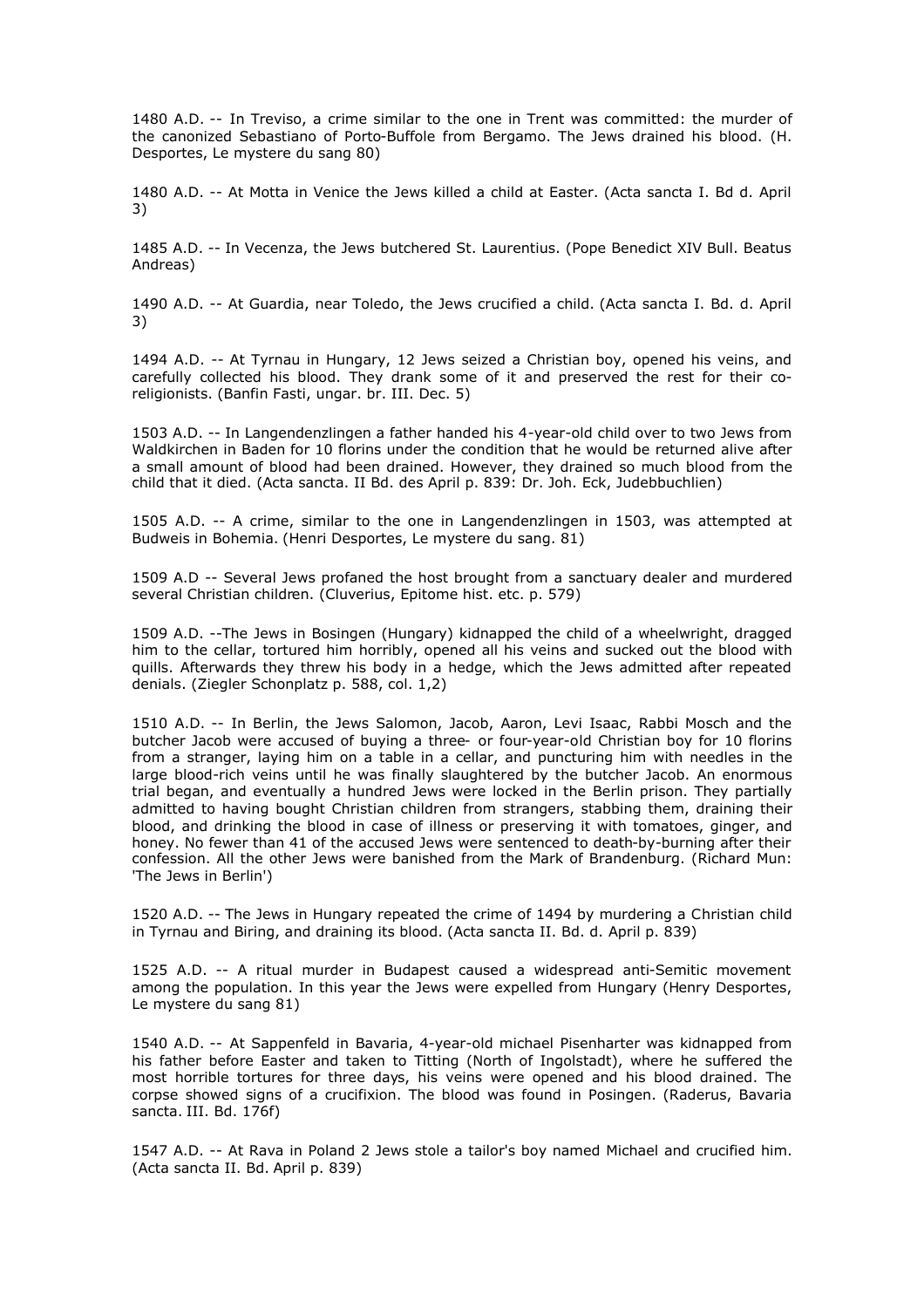1480 A.D. -- In Treviso, a crime similar to the one in Trent was committed: the murder of the canonized Sebastiano of Porto-Buffole from Bergamo. The Jews drained his blood. (H. Desportes, Le mystere du sang 80)

1480 A.D. -- At Motta in Venice the Jews killed a child at Easter. (Acta sancta I. Bd d. April 3)

1485 A.D. -- In Vecenza, the Jews butchered St. Laurentius. (Pope Benedict XIV Bull. Beatus Andreas)

1490 A.D. -- At Guardia, near Toledo, the Jews crucified a child. (Acta sancta I. Bd. d. April 3)

1494 A.D. -- At Tyrnau in Hungary, 12 Jews seized a Christian boy, opened his veins, and carefully collected his blood. They drank some of it and preserved the rest for their co-religionists. (Banfin Fasti, ungar. br. III. Dec. 5)

1503 A.D. -- In Langendenzlingen a father handed his 4-year-old child over to two Jews from Waldkirchen in Baden for 10 florins under the condition that he would be returned alive after a small amount of blood had been drained. However, they drained so much blood from the child that it died. (Acta sancta. II Bd. des April p. 839: Dr. Joh. Eck, Judebbuchlien)

1505 A.D. -- A crime, similar to the one in Langendenzlingen in 1503, was attempted at Budweis in Bohemia. (Henri Desportes, Le mystere du sang. 81)

1509 A.D -- Several Jews profaned the host brought from a sanctuary dealer and murdered several Christian children. (Cluverius, Epitome hist. etc. p. 579)

1509 A.D. --The Jews in Bosingen (Hungary) kidnapped the child of a wheelwright, dragged him to the cellar, tortured him horribly, opened all his veins and sucked out the blood with quills. Afterwards they threw his body in a hedge, which the Jews admitted after repeated denials. (Ziegler Schonplatz p. 588, col. 1,2)

1510 A.D. -- In Berlin, the Jews Salomon, Jacob, Aaron, Levi Isaac, Rabbi Mosch and the butcher Jacob were accused of buying a three- or four-year-old Christian boy for 10 florins from a stranger, laying him on a table in a cellar, and puncturing him with needles in the large blood-rich veins until he was finally slaughtered by the butcher Jacob. An enormous trial began, and eventually a hundred Jews were locked in the Berlin prison. They partially admitted to having bought Christian children from strangers, stabbing them, draining their blood, and drinking the blood in case of illness or preserving it with tomatoes, ginger, and honey. No fewer than 41 of the accused Jews were sentenced to death-by-burning after their confession. All the other Jews were banished from the Mark of Brandenburg. (Richard Mun: 'The Jews in Berlin')

1520 A.D. -- The Jews in Hungary repeated the crime of 1494 by murdering a Christian child in Tyrnau and Biring, and draining its blood. (Acta sancta II. Bd. d. April p. 839)

1525 A.D. -- A ritual murder in Budapest caused a widespread anti-Semitic movement among the population. In this year the Jews were expelled from Hungary (Henry Desportes, Le mystere du sang 81)

1540 A.D. -- At Sappenfeld in Bavaria, 4-year-old michael Pisenharter was kidnapped from his father before Easter and taken to Titting (North of Ingolstadt), where he suffered the most horrible tortures for three days, his veins were opened and his blood drained. The corpse showed signs of a crucifixion. The blood was found in Posingen. (Raderus, Bavaria sancta. III. Bd. 176f)

1547 A.D. -- At Rava in Poland 2 Jews stole a tailor's boy named Michael and crucified him. (Acta sancta II. Bd. April p. 839)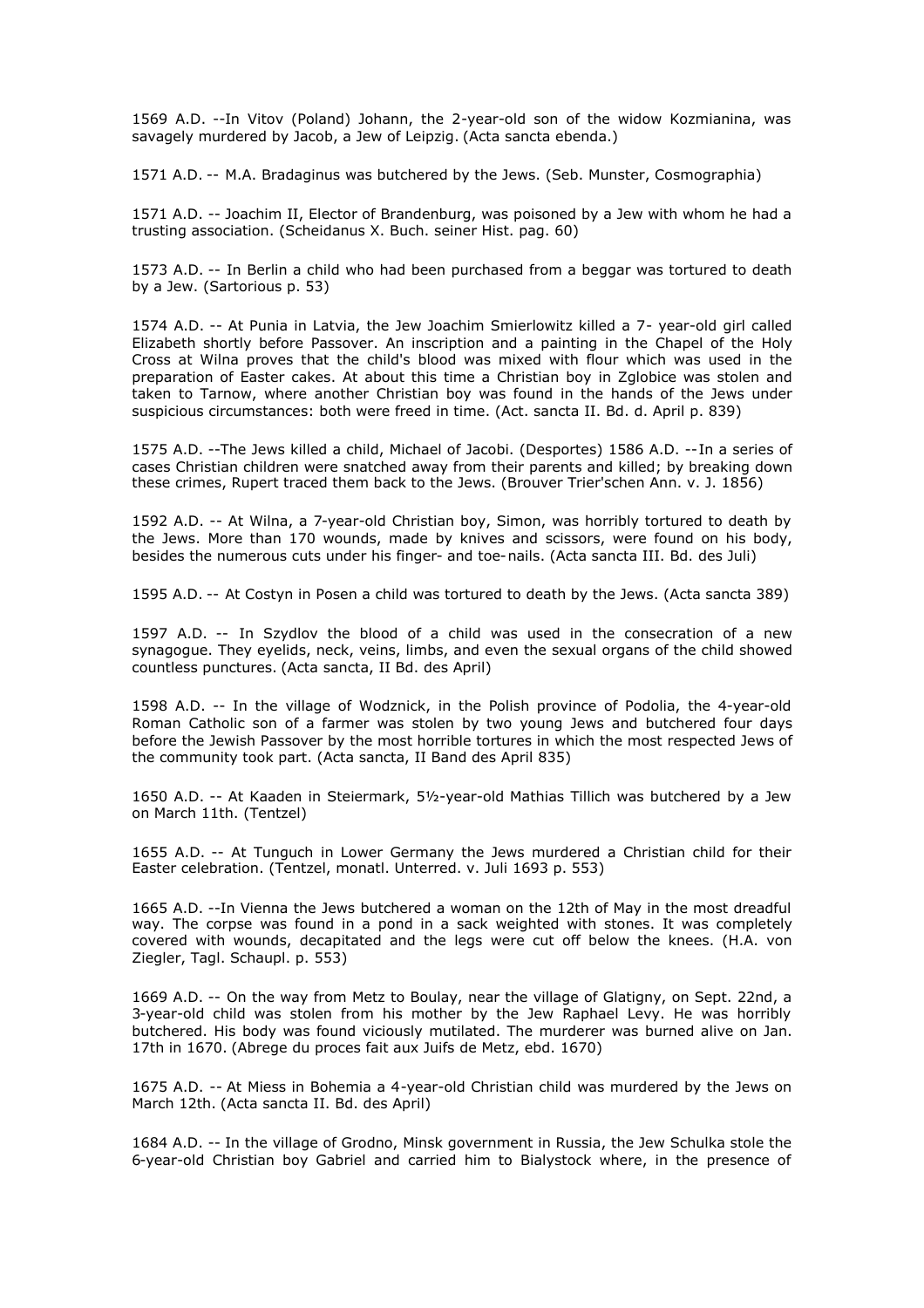1569 A.D. --In Vitov (Poland) Johann, the 2-year-old son of the widow Kozmianina, was savagely murdered by Jacob, a Jew of Leipzig. (Acta sancta ebenda.)

1571 A.D. -- M.A. Bradaginus was butchered by the Jews. (Seb. Munster, Cosmographia)

1571 A.D. -- Joachim II, Elector of Brandenburg, was poisoned by a Jew with whom he had a trusting association. (Scheidanus X. Buch. seiner Hist. pag. 60)

1573 A.D. -- In Berlin a child who had been purchased from a beggar was tortured to death by a Jew. (Sartorious p. 53)

1574 A.D. -- At Punia in Latvia, the Jew Joachim Smierlowitz killed a 7- year-old girl called Elizabeth shortly before Passover. An inscription and a painting in the Chapel of the Holy Cross at Wilna proves that the child's blood was mixed with flour which was used in the preparation of Easter cakes. At about this time a Christian boy in Zglobice was stolen and taken to Tarnow, where another Christian boy was found in the hands of the Jews under suspicious circumstances: both were freed in time. (Act. sancta II. Bd. d. April p. 839)

1575 A.D. --The Jews killed a child, Michael of Jacobi. (Desportes) 1586 A.D. --In a series of cases Christian children were snatched away from their parents and killed; by breaking down these crimes, Rupert traced them back to the Jews. (Brouver Trier'schen Ann. v. J. 1856)

1592 A.D. -- At Wilna, a 7-year-old Christian boy, Simon, was horribly tortured to death by the Jews. More than 170 wounds, made by knives and scissors, were found on his body, besides the numerous cuts under his finger- and toe-nails. (Acta sancta III. Bd. des Juli)

1595 A.D. -- At Costyn in Posen a child was tortured to death by the Jews. (Acta sancta 389)

1597 A.D. -- In Szydlov the blood of a child was used in the consecration of a new synagogue. They eyelids, neck, veins, limbs, and even the sexual organs of the child showed countless punctures. (Acta sancta, II Bd. des April)

1598 A.D. -- In the village of Wodznick, in the Polish province of Podolia, the 4-year-old Roman Catholic son of a farmer was stolen by two young Jews and butchered four days before the Jewish Passover by the most horrible tortures in which the most respected Jews of the community took part. (Acta sancta, II Band des April 835)

1650 A.D. -- At Kaaden in Steiermark, 5½-year-old Mathias Tillich was butchered by a Jew on March 11th. (Tentzel)

1655 A.D. -- At Tunguch in Lower Germany the Jews murdered a Christian child for their Easter celebration. (Tentzel, monatl. Unterred. v. Juli 1693 p. 553)

1665 A.D. --In Vienna the Jews butchered a woman on the 12th of May in the most dreadful way. The corpse was found in a pond in a sack weighted with stones. It was completely covered with wounds, decapitated and the legs were cut off below the knees. (H.A. von Ziegler, Tagl. Schaupl. p. 553)

1669 A.D. -- On the way from Metz to Boulay, near the village of Glatigny, on Sept. 22nd, a 3-year-old child was stolen from his mother by the Jew Raphael Levy. He was horribly butchered. His body was found viciously mutilated. The murderer was burned alive on Jan. 17th in 1670. (Abrege du proces fait aux Juifs de Metz, ebd. 1670)

1675 A.D. -- At Miess in Bohemia a 4-year-old Christian child was murdered by the Jews on March 12th. (Acta sancta II. Bd. des April)

1684 A.D. -- In the village of Grodno, Minsk government in Russia, the Jew Schulka stole the 6-year-old Christian boy Gabriel and carried him to Bialystock where, in the presence of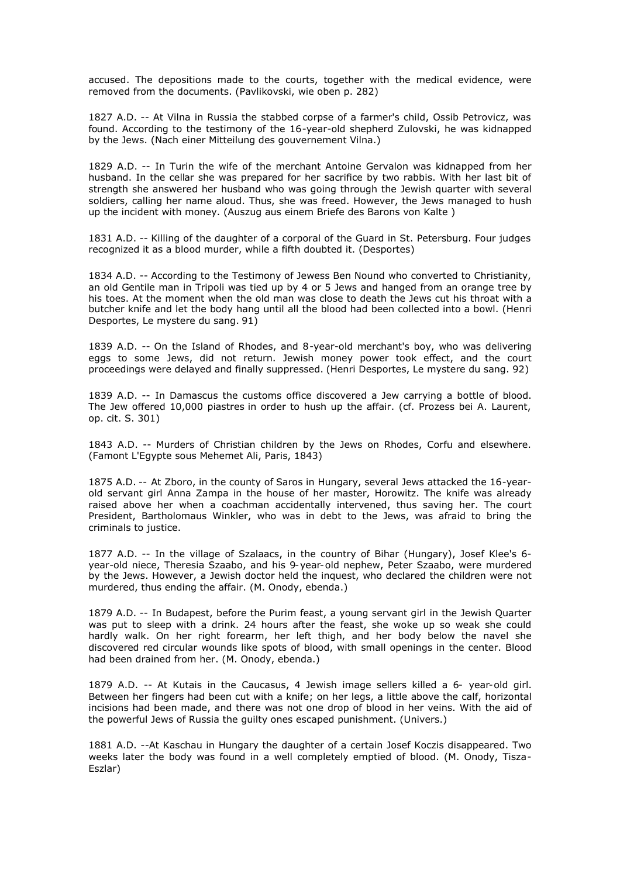accused. The depositions made to the courts, together with the medical evidence, were removed from the documents. (Pavlikovski, wie oben p. 282)

1827 A.D. -- At Vilna in Russia the stabbed corpse of a farmer's child, Ossib Petrovicz, was found. According to the testimony of the 16-year-old shepherd Zulovski, he was kidnapped by the Jews. (Nach einer Mitteilung des gouvernement Vilna.)

1829 A.D. -- In Turin the wife of the merchant Antoine Gervalon was kidnapped from her husband. In the cellar she was prepared for her sacrifice by two rabbis. With her last bit of strength she answered her husband who was going through the Jewish quarter with several soldiers, calling her name aloud. Thus, she was freed. However, the Jews managed to hush up the incident with money. (Auszug aus einem Briefe des Barons von Kalte )

1831 A.D. -- Killing of the daughter of a corporal of the Guard in St. Petersburg. Four judges recognized it as a blood murder, while a fifth doubted it. (Desportes)

1834 A.D. -- According to the Testimony of Jewess Ben Nound who converted to Christianity, an old Gentile man in Tripoli was tied up by 4 or 5 Jews and hanged from an orange tree by his toes. At the moment when the old man was close to death the Jews cut his throat with a butcher knife and let the body hang until all the blood had been collected into a bowl. (Henri Desportes, Le mystere du sang. 91)

1839 A.D. -- On the Island of Rhodes, and 8-year-old merchant's boy, who was delivering eggs to some Jews, did not return. Jewish money power took effect, and the court proceedings were delayed and finally suppressed. (Henri Desportes, Le mystere du sang. 92)

1839 A.D. -- In Damascus the customs office discovered a Jew carrying a bottle of blood. The Jew offered 10,000 piastres in order to hush up the affair. (cf. Prozess bei A. Laurent, op. cit. S. 301)

1843 A.D. -- Murders of Christian children by the Jews on Rhodes, Corfu and elsewhere. (Famont L'Egypte sous Mehemet Ali, Paris, 1843)

1875 A.D. -- At Zboro, in the county of Saros in Hungary, several Jews attacked the 16-year-old servant girl Anna Zampa in the house of her master, Horowitz. The knife was already raised above her when a coachman accidentally intervened, thus saving her. The court President, Bartholomaus Winkler, who was in debt to the Jews, was afraid to bring the criminals to justice.

1877 A.D. -- In the village of Szalaacs, in the country of Bihar (Hungary), Josef Klee's 6-year-old niece, Theresia Szaabo, and his 9-year-old nephew, Peter Szaabo, were murdered by the Jews. However, a Jewish doctor held the inquest, who declared the children were not murdered, thus ending the affair. (M. Onody, ebenda.)

1879 A.D. -- In Budapest, before the Purim feast, a young servant girl in the Jewish Quarter was put to sleep with a drink. 24 hours after the feast, she woke up so weak she could hardly walk. On her right forearm, her left thigh, and her body below the navel she discovered red circular wounds like spots of blood, with small openings in the center. Blood had been drained from her. (M. Onody, ebenda.)

1879 A.D. -- At Kutais in the Caucasus, 4 Jewish image sellers killed a 6- year-old girl. Between her fingers had been cut with a knife; on her legs, a little above the calf, horizontal incisions had been made, and there was not one drop of blood in her veins. With the aid of the powerful Jews of Russia the guilty ones escaped punishment. (Univers.)

1881 A.D. --At Kaschau in Hungary the daughter of a certain Josef Koczis disappeared. Two weeks later the body was found in a well completely emptied of blood. (M. Onody, Tisza-Eszlar)